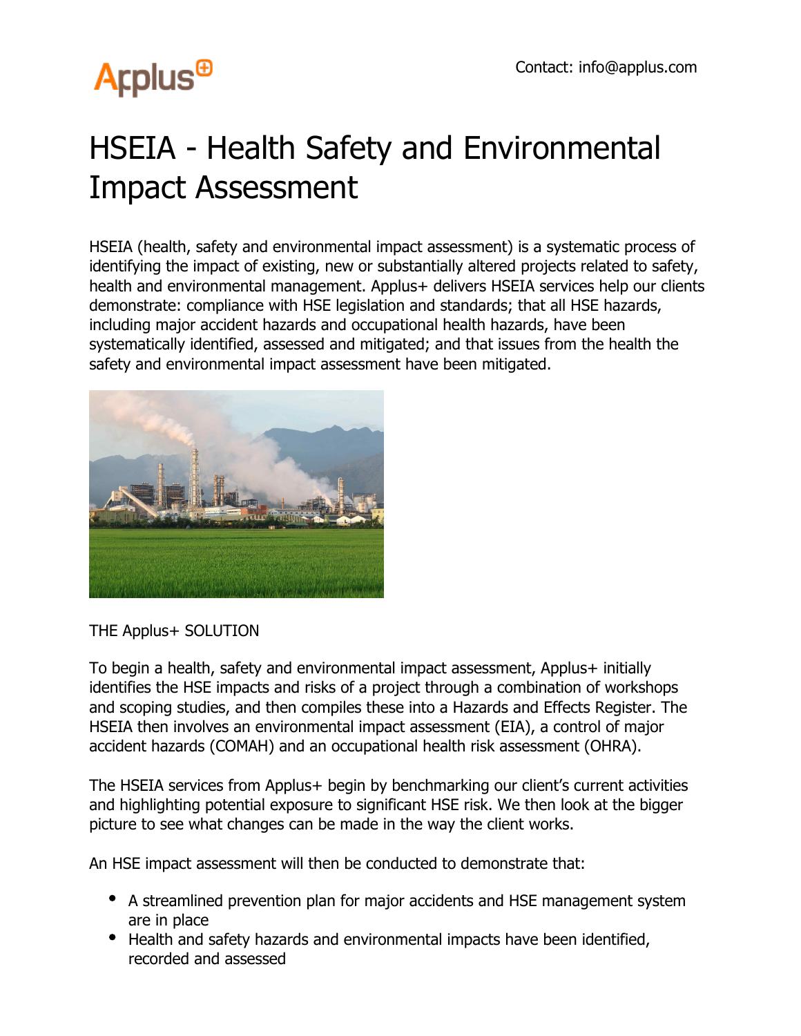Applus+

Contact: info@applus.com

# HSEIA - Health Safety and Environmental Impact Assessment

HSEIA (health, safety and environmental impact assessment) is a systematic process of identifying the impact of existing, new or substantially altered projects related to safety, health and environmental management. Applus+ delivers HSEIA services help our clients demonstrate: compliance with HSE legislation and standards; that all HSE hazards, including major accident hazards and occupational health hazards, have been systematically identified, assessed and mitigated; and that issues from the health the safety and environmental impact assessment have been mitigated.

THE Applus+ SOLUTION

To begin a health, safety and environmental impact assessment, Applus+ initially identifies the HSE impacts and risks of a project through a combination of workshops and scoping studies, and then compiles these into a Hazards and Effects Register. The HSEIA then involves an environmental impact assessment (EIA), a control of major accident hazards (COMAH) and an occupational health risk assessment (OHRA).

The HSEIA services from Applus+ begin by benchmarking our client's current activities and highlighting potential exposure to significant HSE risk. We then look at the bigger picture to see what changes can be made in the way the client works.

An HSE impact assessment will then be conducted to demonstrate that:

- A streamlined prevention plan for major accidents and HSE management system are in place
- Health and safety hazards and environmental impacts have been identified, recorded and assessed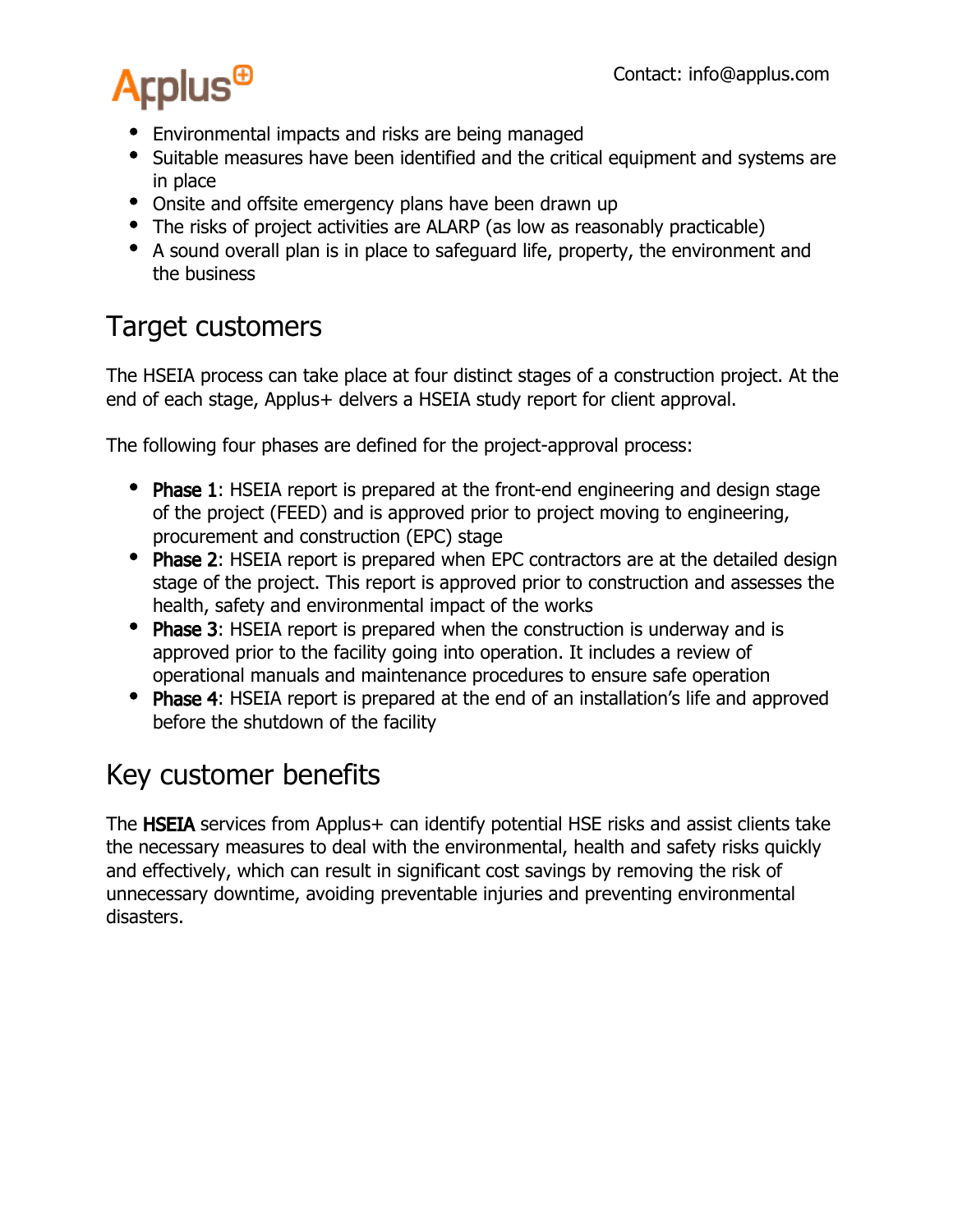- Environmental impacts and risks are being managed
- Suitable measures have been identified and the critical equipment and systems are in place
- Onsite and offsite emergency plans have been drawn up
- The risks of project activities are ALARP (as low as reasonably practicable)
- A sound overall plan is in place to safeguard life, property, the environment and the business

## Target customers

The HSEIA process can take place at four distinct stages of a construction project. At the end of each stage, Applus+ delvers a HSEIA study report for client approval.

The following four phases are defined for the project-approval process:

- **Phase 1**: HSEIA report is prepared at the front-end engineering and design stage of the project (FEED) and is approved prior to project moving to engineering, procurement and construction (EPC) stage
- **Phase 2**: HSEIA report is prepared when EPC contractors are at the detailed design stage of the project. This report is approved prior to construction and assesses the health, safety and environmental impact of the works
- **Phase 3**: HSEIA report is prepared when the construction is underway and is approved prior to the facility going into operation. It includes a review of operational manuals and maintenance procedures to ensure safe operation
- **Phase 4**: HSEIA report is prepared at the end of an installation's life and approved before the shutdown of the facility

## Key customer benefits

The **HSEIA** services from Applus+ can identify potential HSE risks and assist clients take the necessary measures to deal with the environmental, health and safety risks quickly and effectively, which can result in significant cost savings by removing the risk of unnecessary downtime, avoiding preventable injuries and preventing environmental disasters.